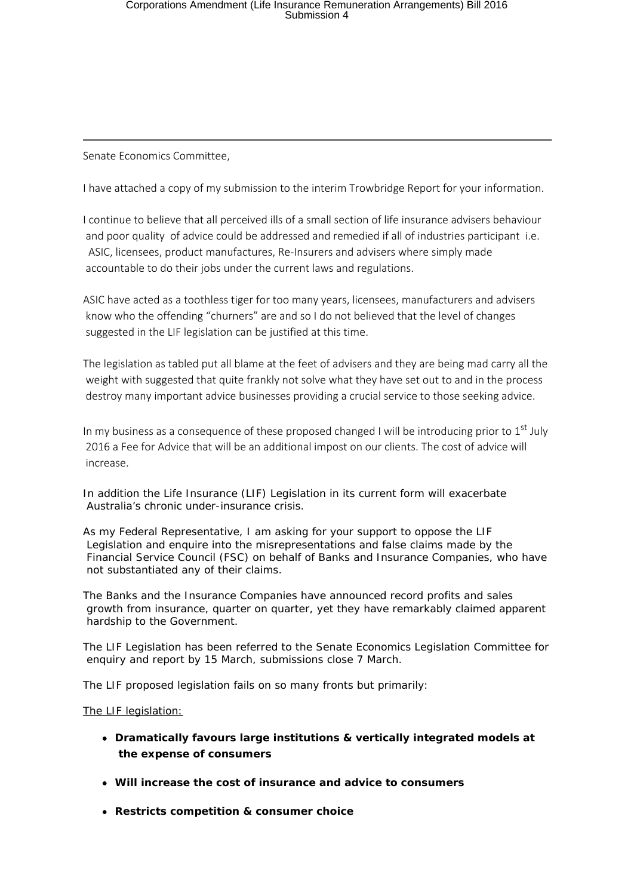Senate Economics Committee,

I have attached a copy of my submission to the interim Trowbridge Report for your information.

I continue to believe that all perceived ills of a small section of life insurance advisers behaviour and poor quality of advice could be addressed and remedied if all of industries participant i.e. ASIC, licensees, product manufactures, Re-Insurers and advisers where simply made accountable to do their jobs under the current laws and regulations.

ASIC have acted as a toothless tiger for too many years, licensees, manufacturers and advisers know who the offending "churners" are and so I do not believed that the level of changes suggested in the LIF legislation can be justified at this time.

The legislation as tabled put all blame at the feet of advisers and they are being mad carry all the weight with suggested that quite frankly not solve what they have set out to and in the process destroy many important advice businesses providing a crucial service to those seeking advice.

In my business as a consequence of these proposed changed I will be introducing prior to 1st July 2016 a Fee for Advice that will be an additional impost on our clients. The cost of advice will increase.

In addition the Life Insurance (LIF) Legislation in its current form will exacerbate Australia's chronic under-insurance crisis.

As my Federal Representative, I am asking for your support to oppose the LIF Legislation and enquire into the misrepresentations and false claims made by the Financial Service Council (FSC) on behalf of Banks and Insurance Companies, who have not substantiated any of their claims.

The Banks and the Insurance Companies have announced record profits and sales growth from insurance, quarter on quarter, yet they have remarkably claimed apparent hardship to the Government.

The LIF Legislation has been referred to the Senate Economics Legislation Committee for enquiry and report by 15 March, submissions close 7 March.

The LIF proposed legislation fails on so many fronts but primarily:

<u>The LIF legislation:</u>

- **Dramatically favours large institutions & vertically integrated models at the expense of consumers**
- **Will increase the cost of insurance and advice to consumers**
- **Restricts competition & consumer choice**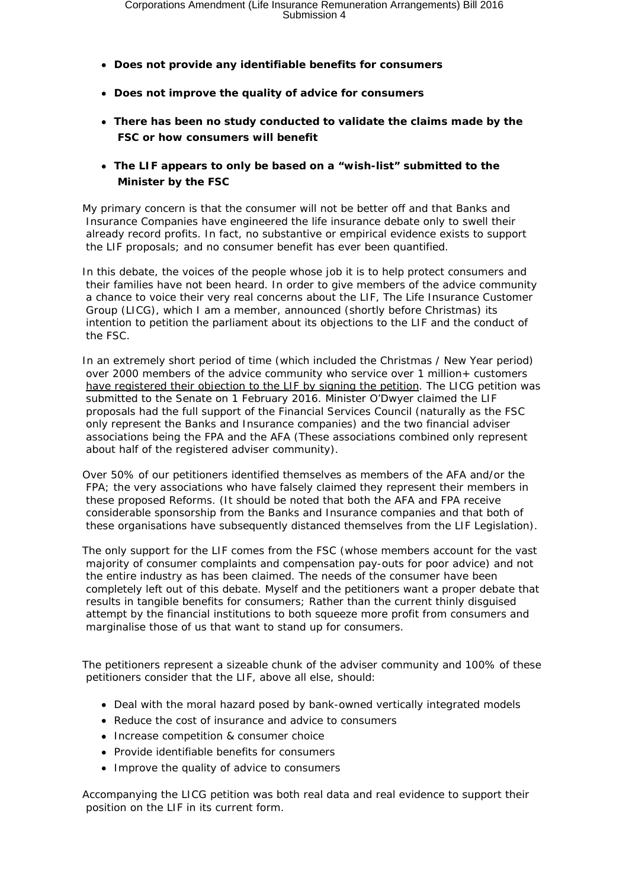- **Does not provide any identifiable benefits for consumers**
- **Does not improve the quality of advice for consumers**
- **There has been no study conducted to validate the claims made by the FSC or how consumers will benefit**
- **The LIF appears to only be based on a "wish-list" submitted to the Minister by the FSC**

My primary concern is that the consumer will not be better off and that Banks and Insurance Companies have engineered the life insurance debate only to swell their already record profits. In fact, no substantive or empirical evidence exists to support the LIF proposals; and no consumer benefit has ever been quantified.

In this debate, the voices of the people whose job it is to help protect consumers and their families have not been heard. In order to give members of the advice community a chance to voice their very real concerns about the LIF, The Life Insurance Customer Group (LICG), which I am a member, announced (shortly before Christmas) its intention to petition the parliament about its objections to the LIF and the conduct of the FSC.

In an extremely short period of time (which included the Christmas / New Year period) over 2000 members of the advice community who service over 1 million+ customers have registered their objection to the LIF by signing the petition. The LICG petition was submitted to the Senate on 1 February 2016. Minister O'Dwyer claimed the LIF proposals had the full support of the Financial Services Council (naturally as the FSC only represent the Banks and Insurance companies) and the two financial adviser associations being the FPA and the AFA (These associations combined only represent about half of the registered adviser community).

Over 50% of our petitioners identified themselves as members of the AFA and/or the FPA; the very associations who have falsely claimed they represent their members in these proposed Reforms. (It should be noted that both the AFA and FPA receive considerable sponsorship from the Banks and Insurance companies and that both of these organisations have subsequently distanced themselves from the LIF Legislation).

The only support for the LIF comes from the FSC (whose members account for the vast majority of consumer complaints and compensation pay-outs for poor advice) and not the entire industry as has been claimed. The needs of the consumer have been completely left out of this debate. Myself and the petitioners want a proper debate that results in tangible benefits for consumers; Rather than the current thinly disguised attempt by the financial institutions to both squeeze more profit from consumers and marginalise those of us that want to stand up for consumers.

The petitioners represent a sizeable chunk of the adviser community and 100% of these petitioners consider that the LIF, above all else, should:

- Deal with the moral hazard posed by bank-owned vertically integrated models
- Reduce the cost of insurance and advice to consumers
- Increase competition & consumer choice
- Provide identifiable benefits for consumers
- Improve the quality of advice to consumers

Accompanying the LICG petition was both real data and real evidence to support their position on the LIF in its current form.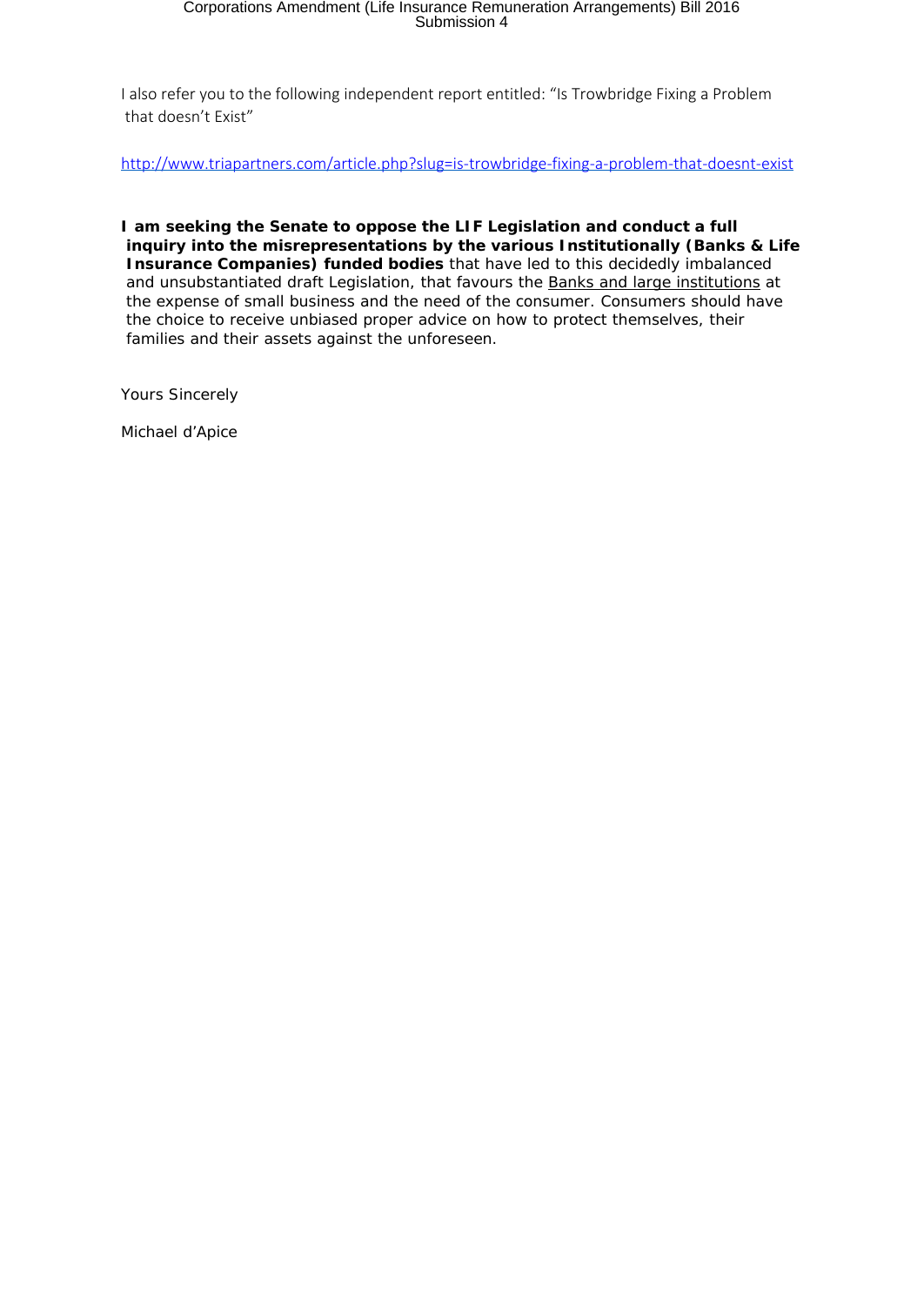I also refer you to the following independent report entitled: "Is Trowbridge Fixing a Problem that doesn't Exist"

http://www.triapartners.com/article.php?slug=is-trowbridge-fixing-a-problem-that-doesnt-exist

**I am seeking the Senate to oppose the LIF Legislation and conduct a full inquiry into the misrepresentations by the various Institutionally (Banks & Life Insurance Companies) funded bodies** that have led to this decidedly imbalanced and unsubstantiated draft Legislation, that favours the Banks and large institutions at the expense of small business and the need of the consumer. Consumers should have the choice to receive unbiased proper advice on how to protect themselves, their families and their assets against the unforeseen.

Yours Sincerely

Michael d'Apice